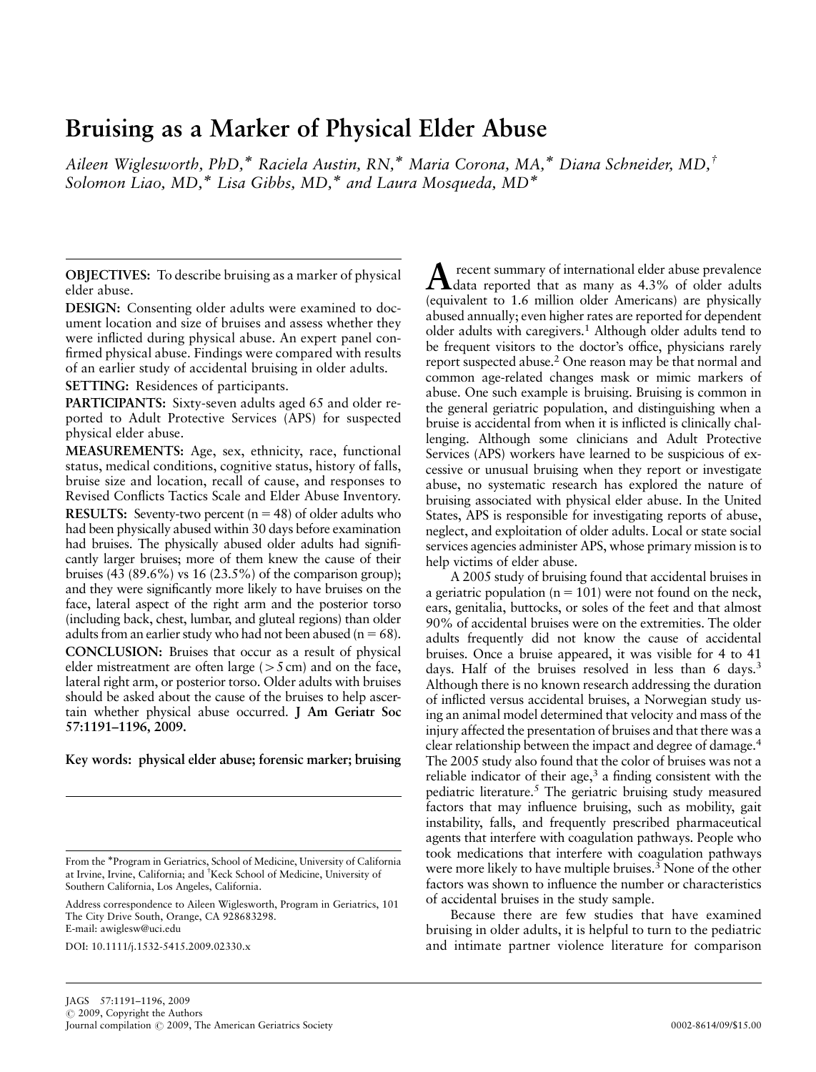# Bruising as a Marker of Physical Elder Abuse

*Aileen Wiglesworth, PhD,\* Raciela Austin, RN,\* Maria Corona, MA,\* Diana Schneider, MD,† Solomon Liao, MD,\* Lisa Gibbs, MD,\* and Laura Mosqueda, MD\**

**OBJECTIVES:** To describe bruising as a marker of physical elder abuse.

**DESIGN:** Consenting older adults were examined to document location and size of bruises and assess whether they were inflicted during physical abuse. An expert panel confirmed physical abuse. Findings were compared with results of an earlier study of accidental bruising in older adults.

**SETTING:** Residences of participants.

**PARTICIPANTS:** Sixty-seven adults aged 65 and older reported to Adult Protective Services (APS) for suspected physical elder abuse.

**MEASUREMENTS:** Age, sex, ethnicity, race, functional status, medical conditions, cognitive status, history of falls, bruise size and location, recall of cause, and responses to Revised Conflicts Tactics Scale and Elder Abuse Inventory.

**RESULTS:** Seventy-two percent ($n = 48$) of older adults who had been physically abused within 30 days before examination had bruises. The physically abused older adults had significantly larger bruises; more of them knew the cause of their bruises (43 (89.6%) vs 16 (23.5%) of the comparison group); and they were significantly more likely to have bruises on the face, lateral aspect of the right arm and the posterior torso (including back, chest, lumbar, and gluteal regions) than older adults from an earlier study who had not been abused ($n = 68$).

**CONCLUSION:** Bruises that occur as a result of physical elder mistreatment are often large (>5 cm) and on the face, lateral right arm, or posterior torso. Older adults with bruises should be asked about the cause of the bruises to help ascertain whether physical abuse occurred. **J Am Geriatr Soc 57:1191–1196, 2009.**

**Key words: physical elder abuse; forensic marker; bruising**

From the \*Program in Geriatrics, School of Medicine, University of California at Irvine, Irvine, California; and †Keck School of Medicine, University of Southern California, Los Angeles, California.

Address correspondence to Aileen Wiglesworth, Program in Geriatrics, 101 The City Drive South, Orange, CA 928683298. E-mail: awiglesw@uci.edu

DOI: 10.1111/j.1532-5415.2009.02330.x

A recent summary of international elder abuse prevalence data reported that as many as 4.3% of older adults (equivalent to 1.6 million older Americans) are physically abused annually; even higher rates are reported for dependent older adults with caregivers.[1] Although older adults tend to be frequent visitors to the doctor's office, physicians rarely report suspected abuse.[2] One reason may be that normal and common age-related changes mask or mimic markers of abuse. One such example is bruising. Bruising is common in the general geriatric population, and distinguishing when a bruise is accidental from when it is inflicted is clinically challenging. Although some clinicians and Adult Protective Services (APS) workers have learned to be suspicious of excessive or unusual bruising when they report or investigate abuse, no systematic research has explored the nature of bruising associated with physical elder abuse. In the United States, APS is responsible for investigating reports of abuse, neglect, and exploitation of older adults. Local or state social services agencies administer APS, whose primary mission is to help victims of elder abuse.

A 2005 study of bruising found that accidental bruises in a geriatric population ($n = 101$) were not found on the neck, ears, genitalia, buttocks, or soles of the feet and that almost 90% of accidental bruises were on the extremities. The older adults frequently did not know the cause of accidental bruises. Once a bruise appeared, it was visible for 4 to 41 days. Half of the bruises resolved in less than 6 days.[3] Although there is no known research addressing the duration of inflicted versus accidental bruises, a Norwegian study using an animal model determined that velocity and mass of the injury affected the presentation of bruises and that there was a clear relationship between the impact and degree of damage.[4] The 2005 study also found that the color of bruises was not a reliable indicator of their age,[3] a finding consistent with the pediatric literature.[5] The geriatric bruising study measured factors that may influence bruising, such as mobility, gait instability, falls, and frequently prescribed pharmaceutical agents that interfere with coagulation pathways. People who took medications that interfere with coagulation pathways were more likely to have multiple bruises.[3] None of the other factors was shown to influence the number or characteristics of accidental bruises in the study sample.

Because there are few studies that have examined bruising in older adults, it is helpful to turn to the pediatric and intimate partner violence literature for comparison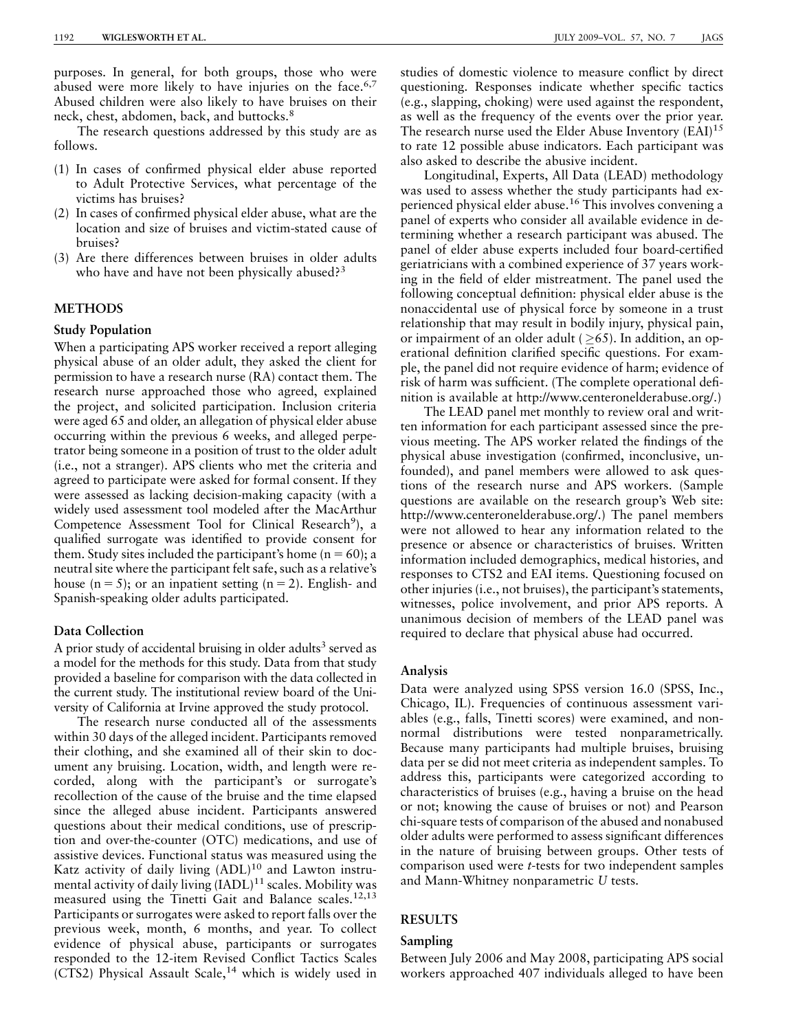purposes. In general, for both groups, those who were abused were more likely to have injuries on the face.[6,7] Abused children were also likely to have bruises on their neck, chest, abdomen, back, and buttocks.[8]

The research questions addressed by this study are as follows.

(1) In cases of confirmed physical elder abuse reported to Adult Protective Services, what percentage of the victims has bruises?
(2) In cases of confirmed physical elder abuse, what are the location and size of bruises and victim-stated cause of bruises?
(3) Are there differences between bruises in older adults who have and have not been physically abused?[3]

## METHODS

### Study Population

When a participating APS worker received a report alleging physical abuse of an older adult, they asked the client for permission to have a research nurse (RA) contact them. The research nurse approached those who agreed, explained the project, and solicited participation. Inclusion criteria were aged 65 and older, an allegation of physical elder abuse occurring within the previous 6 weeks, and alleged perpetrator being someone in a position of trust to the older adult (i.e., not a stranger). APS clients who met the criteria and agreed to participate were asked for formal consent. If they were assessed as lacking decision-making capacity (with a widely used assessment tool modeled after the MacArthur Competence Assessment Tool for Clinical Research[9]), a qualified surrogate was identified to provide consent for them. Study sites included the participant's home ($n = 60$); a neutral site where the participant felt safe, such as a relative's house ($n = 5$); or an inpatient setting ($n = 2$). English- and Spanish-speaking older adults participated.

### Data Collection

A prior study of accidental bruising in older adults[3] served as a model for the methods for this study. Data from that study provided a baseline for comparison with the data collected in the current study. The institutional review board of the University of California at Irvine approved the study protocol.

The research nurse conducted all of the assessments within 30 days of the alleged incident. Participants removed their clothing, and she examined all of their skin to document any bruising. Location, width, and length were recorded, along with the participant's or surrogate's recollection of the cause of the bruise and the time elapsed since the alleged abuse incident. Participants answered questions about their medical conditions, use of prescription and over-the-counter (OTC) medications, and use of assistive devices. Functional status was measured using the Katz activity of daily living (ADL)[10] and Lawton instrumental activity of daily living (IADL)[11] scales. Mobility was measured using the Tinetti Gait and Balance scales.[12,13] Participants or surrogates were asked to report falls over the previous week, month, 6 months, and year. To collect evidence of physical abuse, participants or surrogates responded to the 12-item Revised Conflict Tactics Scales (CTS2) Physical Assault Scale,[14] which is widely used in studies of domestic violence to measure conflict by direct questioning. Responses indicate whether specific tactics (e.g., slapping, choking) were used against the respondent, as well as the frequency of the events over the prior year. The research nurse used the Elder Abuse Inventory (EAI)[15] to rate 12 possible abuse indicators. Each participant was also asked to describe the abusive incident.

Longitudinal, Experts, All Data (LEAD) methodology was used to assess whether the study participants had experienced physical elder abuse.[16] This involves convening a panel of experts who consider all available evidence in determining whether a research participant was abused. The panel of elder abuse experts included four board-certified geriatricians with a combined experience of 37 years working in the field of elder mistreatment. The panel used the following conceptual definition: physical elder abuse is the nonaccidental use of physical force by someone in a trust relationship that may result in bodily injury, physical pain, or impairment of an older adult ($\geq 65$). In addition, an operational definition clarified specific questions. For example, the panel did not require evidence of harm; evidence of risk of harm was sufficient. (The complete operational definition is available at http://www.centeronelderabuse.org/.)

The LEAD panel met monthly to review oral and written information for each participant assessed since the previous meeting. The APS worker related the findings of the physical abuse investigation (confirmed, inconclusive, unfounded), and panel members were allowed to ask questions of the research nurse and APS workers. (Sample questions are available on the research group's Web site: http://www.centeronelderabuse.org/.) The panel members were not allowed to hear any information related to the presence or absence or characteristics of bruises. Written information included demographics, medical histories, and responses to CTS2 and EAI items. Questioning focused on other injuries (i.e., not bruises), the participant's statements, witnesses, police involvement, and prior APS reports. A unanimous decision of members of the LEAD panel was required to declare that physical abuse had occurred.

### Analysis

Data were analyzed using SPSS version 16.0 (SPSS, Inc., Chicago, IL). Frequencies of continuous assessment variables (e.g., falls, Tinetti scores) were examined, and non-normal distributions were tested nonparametrically. Because many participants had multiple bruises, bruising data per se did not meet criteria as independent samples. To address this, participants were categorized according to characteristics of bruises (e.g., having a bruise on the head or not; knowing the cause of bruises or not) and Pearson chi-square tests of comparison of the abused and nonabused older adults were performed to assess significant differences in the nature of bruising between groups. Other tests of comparison used were *t*-tests for two independent samples and Mann-Whitney nonparametric *U* tests.

## RESULTS

### Sampling

Between July 2006 and May 2008, participating APS social workers approached 407 individuals alleged to have been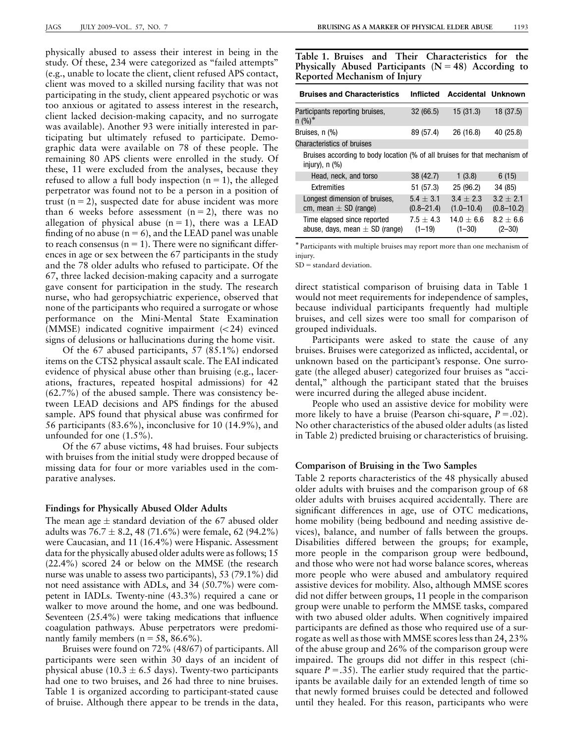physically abused to assess their interest in being in the study. Of these, 234 were categorized as "failed attempts" (e.g., unable to locate the client, client refused APS contact, client was moved to a skilled nursing facility that was not participating in the study, client appeared psychotic or was too anxious or agitated to assess interest in the research, client lacked decision-making capacity, and no surrogate was available). Another 93 were initially interested in participating but ultimately refused to participate. Demographic data were available on 78 of these people. The remaining 80 APS clients were enrolled in the study. Of these, 11 were excluded from the analyses, because they refused to allow a full body inspection (n = 1), the alleged perpetrator was found not to be a person in a position of trust (n = 2), suspected date for abuse incident was more than 6 weeks before assessment (n = 2), there was no allegation of physical abuse (n = 1), there was a LEAD finding of no abuse (n = 6), and the LEAD panel was unable to reach consensus (n = 1). There were no significant differences in age or sex between the 67 participants in the study and the 78 older adults who refused to participate. Of the 67, three lacked decision-making capacity and a surrogate gave consent for participation in the study. The research nurse, who had geropsychiatric experience, observed that none of the participants who required a surrogate or whose performance on the Mini-Mental State Examination (MMSE) indicated cognitive impairment (<24) evinced signs of delusions or hallucinations during the home visit.

Of the 67 abused participants, 57 (85.1%) endorsed items on the CTS2 physical assault scale. The EAI indicated evidence of physical abuse other than bruising (e.g., lacerations, fractures, repeated hospital admissions) for 42 (62.7%) of the abused sample. There was consistency between LEAD decisions and APS findings for the abused sample. APS found that physical abuse was confirmed for 56 participants (83.6%), inconclusive for 10 (14.9%), and unfounded for one (1.5%).

Of the 67 abuse victims, 48 had bruises. Four subjects with bruises from the initial study were dropped because of missing data for four or more variables used in the comparative analyses.

### Findings for Physically Abused Older Adults

The mean age ± standard deviation of the 67 abused older adults was 76.7 ± 8.2, 48 (71.6%) were female, 62 (94.2%) were Caucasian, and 11 (16.4%) were Hispanic. Assessment data for the physically abused older adults were as follows; 15 (22.4%) scored 24 or below on the MMSE (the research nurse was unable to assess two participants), 53 (79.1%) did not need assistance with ADLs, and 34 (50.7%) were competent in IADLs. Twenty-nine (43.3%) required a cane or walker to move around the home, and one was bedbound. Seventeen (25.4%) were taking medications that influence coagulation pathways. Abuse perpetrators were predominantly family members (n = 58, 86.6%).

Bruises were found on 72% (48/67) of participants. All participants were seen within 30 days of an incident of physical abuse (10.3 ± 6.5 days). Twenty-two participants had one to two bruises, and 26 had three to nine bruises. Table 1 is organized according to participant-stated cause of bruise. Although there appear to be trends in the data, direct statistical comparison of bruising data in Table 1 would not meet requirements for independence of samples, because individual participants frequently had multiple bruises, and cell sizes were too small for comparison of grouped individuals.

**Table 1. Bruises and Their Characteristics for the Physically Abused Participants (N = 48) According to Reported Mechanism of Injury**

| Bruises and Characteristics | Inflicted | Accidental | Unknown |
|---|---|---|---|
| Participants reporting bruises, n (%)* | 32 (66.5) | 15 (31.3) | 18 (37.5) |
| Bruises, n (%) | 89 (57.4) | 26 (16.8) | 40 (25.8) |
| Characteristics of bruises | | | |
| Bruises according to body location (% of all bruises for that mechanism of injury), n (%) | | | |
| Head, neck, and torso | 38 (42.7) | 1 (3.8) | 6 (15) |
| Extremities | 51 (57.3) | 25 (96.2) | 34 (85) |
| Longest dimension of bruises, cm, mean ± SD (range) | 5.4 ± 3.1 (0.8–21.4) | 3.4 ± 2.3 (1.0–10.4) | 3.2 ± 2.1 (0.8–10.2) |
| Time elapsed since reported abuse, days, mean ± SD (range) | 7.5 ± 4.3 (1–19) | 14.0 ± 6.6 (1–30) | 8.2 ± 6.6 (2–30) |

* Participants with multiple bruises may report more than one mechanism of injury.

SD = standard deviation.

Participants were asked to state the cause of any bruises. Bruises were categorized as inflicted, accidental, or unknown based on the participant's response. One surrogate (the alleged abuser) categorized four bruises as "accidental," although the participant stated that the bruises were incurred during the alleged abuse incident.

People who used an assistive device for mobility were more likely to have a bruise (Pearson chi-square, $P = .02$). No other characteristics of the abused older adults (as listed in Table 2) predicted bruising or characteristics of bruising.

### Comparison of Bruising in the Two Samples

Table 2 reports characteristics of the 48 physically abused older adults with bruises and the comparison group of 68 older adults with bruises acquired accidentally. There are significant differences in age, use of OTC medications, home mobility (being bedbound and needing assistive devices), balance, and number of falls between the groups. Disabilities differed between the groups; for example, more people in the comparison group were bedbound, and those who were not had worse balance scores, whereas more people who were abused and ambulatory required assistive devices for mobility. Also, although MMSE scores did not differ between groups, 11 people in the comparison group were unable to perform the MMSE tasks, compared with two abused older adults. When cognitively impaired participants are defined as those who required use of a surrogate as well as those with MMSE scores less than 24, 23% of the abuse group and 26% of the comparison group were impaired. The groups did not differ in this respect (chi-square $P = .35$). The earlier study required that the participants be available daily for an extended length of time so that newly formed bruises could be detected and followed until they healed. For this reason, participants who were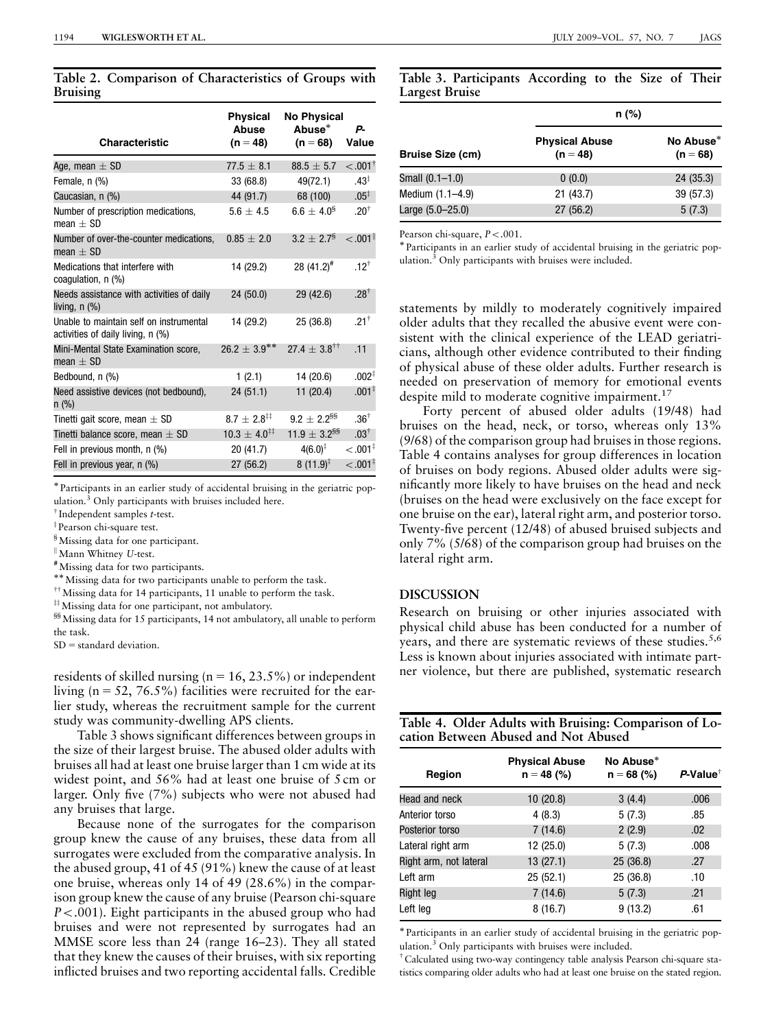**Table 2. Comparison of Characteristics of Groups with Bruising**

| Characteristic | Physical Abuse (n = 48) | No Physical Abuse* (n = 68) | P-Value |
|---|---|---|---|
| Age, mean ± SD | 77.5 ± 8.1 | 88.5 ± 5.7 | <.001[†] |
| Female, n (%) | 33 (68.8) | 49(72.1) | .43[‡] |
| Caucasian, n (%) | 44 (91.7) | 68 (100) | .05[‡] |
| Number of prescription medications, mean ± SD | 5.6 ± 4.5 | 6.6 ± 4.0[§] | .20[†] |
| Number of over-the-counter medications, mean ± SD | 0.85 ± 2.0 | 3.2 ± 2.7[§] | <.001[‖] |
| Medications that interfere with coagulation, n (%) | 14 (29.2) | 28 (41.2)[#] | .12[†] |
| Needs assistance with activities of daily living, n (%) | 24 (50.0) | 29 (42.6) | .28[†] |
| Unable to maintain self on instrumental activities of daily living, n (%) | 14 (29.2) | 25 (36.8) | .21[†] |
| Mini-Mental State Examination score, mean ± SD | 26.2 ± 3.9[**] | 27.4 ± 3.8[††] | .11 |
| Bedbound, n (%) | 1 (2.1) | 14 (20.6) | .002[‡] |
| Need assistive devices (not bedbound), n (%) | 24 (51.1) | 11 (20.4) | .001[‡] |
| Tinetti gait score, mean ± SD | 8.7 ± 2.8[‡‡] | 9.2 ± 2.2[§§] | .36[†] |
| Tinetti balance score, mean ± SD | 10.3 ± 4.0[‡‡] | 11.9 ± 3.2[§§] | .03[†] |
| Fell in previous month, n (%) | 20 (41.7) | 4(6.0)[‡] | <.001[‡] |
| Fell in previous year, n (%) | 27 (56.2) | 8 (11.9)[‡] | <.001[‡] |

\* Participants in an earlier study of accidental bruising in the geriatric population.[3] Only participants with bruises included here.
† Independent samples *t*-test.
‡ Pearson chi-square test.
§ Missing data for one participant.
‖ Mann Whitney *U*-test.
\# Missing data for two participants.
\*\* Missing data for two participants unable to perform the task.
†† Missing data for 14 participants, 11 unable to perform the task.
‡‡ Missing data for one participant, not ambulatory.
§§ Missing data for 15 participants, 14 not ambulatory, all unable to perform the task.
SD = standard deviation.

residents of skilled nursing (n = 16, 23.5%) or independent living (n = 52, 76.5%) facilities were recruited for the earlier study, whereas the recruitment sample for the current study was community-dwelling APS clients.

Table 3 shows significant differences between groups in the size of their largest bruise. The abused older adults with bruises all had at least one bruise larger than 1 cm wide at its widest point, and 56% had at least one bruise of 5 cm or larger. Only five (7%) subjects who were not abused had any bruises that large.

Because none of the surrogates for the comparison group knew the cause of any bruises, these data from all surrogates were excluded from the comparative analysis. In the abused group, 41 of 45 (91%) knew the cause of at least one bruise, whereas only 14 of 49 (28.6%) in the comparison group knew the cause of any bruise (Pearson chi-square $P < .001$). Eight participants in the abused group who had bruises and were not represented by surrogates had an MMSE score less than 24 (range 16–23). They all stated that they knew the causes of their bruises, with six reporting inflicted bruises and two reporting accidental falls. Credible statements by mildly to moderately cognitively impaired older adults that they recalled the abusive event were consistent with the clinical experience of the LEAD geriatricians, although other evidence contributed to their finding of physical abuse of these older adults. Further research is needed on preservation of memory for emotional events despite mild to moderate cognitive impairment.[17]

**Table 3. Participants According to the Size of Their Largest Bruise**

| Bruise Size (cm) | n (%) Physical Abuse (n = 48) | No Abuse* (n = 68) |
|---|---|---|
| Small (0.1–1.0) | 0 (0.0) | 24 (35.3) |
| Medium (1.1–4.9) | 21 (43.7) | 39 (57.3) |
| Large (5.0–25.0) | 27 (56.2) | 5 (7.3) |

Pearson chi-square, $P < .001$.
\* Participants in an earlier study of accidental bruising in the geriatric population.[3] Only participants with bruises were included.

Forty percent of abused older adults (19/48) had bruises on the head, neck, or torso, whereas only 13% (9/68) of the comparison group had bruises in those regions. Table 4 contains analyses for group differences in location of bruises on body regions. Abused older adults were significantly more likely to have bruises on the head and neck (bruises on the head were exclusively on the face except for one bruise on the ear), lateral right arm, and posterior torso. Twenty-five percent (12/48) of abused bruised subjects and only 7% (5/68) of the comparison group had bruises on the lateral right arm.

## DISCUSSION

Research on bruising or other injuries associated with physical child abuse has been conducted for a number of years, and there are systematic reviews of these studies.[5,6] Less is known about injuries associated with intimate partner violence, but there are published, systematic research

**Table 4. Older Adults with Bruising: Comparison of Location Between Abused and Not Abused**

| Region | Physical Abuse n = 48 (%) | No Abuse* n = 68 (%) | P-Value[†] |
|---|---|---|---|
| Head and neck | 10 (20.8) | 3 (4.4) | .006 |
| Anterior torso | 4 (8.3) | 5 (7.3) | .85 |
| Posterior torso | 7 (14.6) | 2 (2.9) | .02 |
| Lateral right arm | 12 (25.0) | 5 (7.3) | .008 |
| Right arm, not lateral | 13 (27.1) | 25 (36.8) | .27 |
| Left arm | 25 (52.1) | 25 (36.8) | .10 |
| Right leg | 7 (14.6) | 5 (7.3) | .21 |
| Left leg | 8 (16.7) | 9 (13.2) | .61 |

\* Participants in an earlier study of accidental bruising in the geriatric population.[3] Only participants with bruises were included.
† Calculated using two-way contingency table analysis Pearson chi-square statistics comparing older adults who had at least one bruise on the stated region.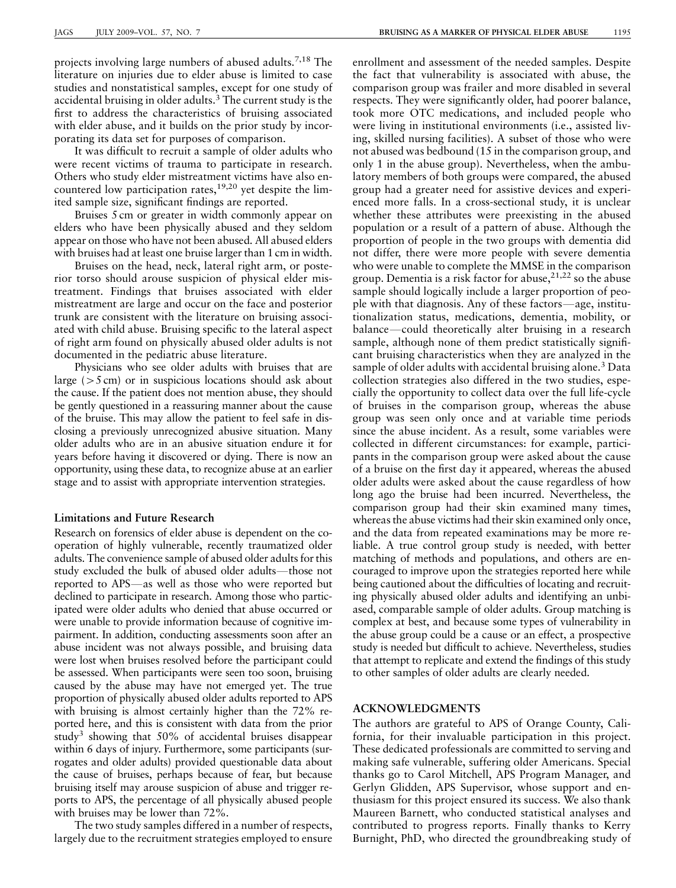projects involving large numbers of abused adults.[7,18] The literature on injuries due to elder abuse is limited to case studies and nonstatistical samples, except for one study of accidental bruising in older adults.[3] The current study is the first to address the characteristics of bruising associated with elder abuse, and it builds on the prior study by incorporating its data set for purposes of comparison.

It was difficult to recruit a sample of older adults who were recent victims of trauma to participate in research. Others who study elder mistreatment victims have also encountered low participation rates,[19,20] yet despite the limited sample size, significant findings are reported.

Bruises 5 cm or greater in width commonly appear on elders who have been physically abused and they seldom appear on those who have not been abused. All abused elders with bruises had at least one bruise larger than 1 cm in width.

Bruises on the head, neck, lateral right arm, or posterior torso should arouse suspicion of physical elder mistreatment. Findings that bruises associated with elder mistreatment are large and occur on the face and posterior trunk are consistent with the literature on bruising associated with child abuse. Bruising specific to the lateral aspect of right arm found on physically abused older adults is not documented in the pediatric abuse literature.

Physicians who see older adults with bruises that are large (>5 cm) or in suspicious locations should ask about the cause. If the patient does not mention abuse, they should be gently questioned in a reassuring manner about the cause of the bruise. This may allow the patient to feel safe in disclosing a previously unrecognized abusive situation. Many older adults who are in an abusive situation endure it for years before having it discovered or dying. There is now an opportunity, using these data, to recognize abuse at an earlier stage and to assist with appropriate intervention strategies.

### Limitations and Future Research

Research on forensics of elder abuse is dependent on the cooperation of highly vulnerable, recently traumatized older adults. The convenience sample of abused older adults for this study excluded the bulk of abused older adults—those not reported to APS—as well as those who were reported but declined to participate in research. Among those who participated were older adults who denied that abuse occurred or were unable to provide information because of cognitive impairment. In addition, conducting assessments soon after an abuse incident was not always possible, and bruising data were lost when bruises resolved before the participant could be assessed. When participants were seen too soon, bruising caused by the abuse may have not emerged yet. The true proportion of physically abused older adults reported to APS with bruising is almost certainly higher than the 72% reported here, and this is consistent with data from the prior study[3] showing that 50% of accidental bruises disappear within 6 days of injury. Furthermore, some participants (surrogates and older adults) provided questionable data about the cause of bruises, perhaps because of fear, but because bruising itself may arouse suspicion of abuse and trigger reports to APS, the percentage of all physically abused people with bruises may be lower than 72%.

The two study samples differed in a number of respects, largely due to the recruitment strategies employed to ensure enrollment and assessment of the needed samples. Despite the fact that vulnerability is associated with abuse, the comparison group was frailer and more disabled in several respects. They were significantly older, had poorer balance, took more OTC medications, and included people who were living in institutional environments (i.e., assisted living, skilled nursing facilities). A subset of those who were not abused was bedbound (15 in the comparison group, and only 1 in the abuse group). Nevertheless, when the ambulatory members of both groups were compared, the abused group had a greater need for assistive devices and experienced more falls. In a cross-sectional study, it is unclear whether these attributes were preexisting in the abused population or a result of a pattern of abuse. Although the proportion of people in the two groups with dementia did not differ, there were more people with severe dementia who were unable to complete the MMSE in the comparison group. Dementia is a risk factor for abuse,[21,22] so the abuse sample should logically include a larger proportion of people with that diagnosis. Any of these factors—age, institutionalization status, medications, dementia, mobility, or balance—could theoretically alter bruising in a research sample, although none of them predict statistically significant bruising characteristics when they are analyzed in the sample of older adults with accidental bruising alone.[3] Data collection strategies also differed in the two studies, especially the opportunity to collect data over the full life-cycle of bruises in the comparison group, whereas the abuse group was seen only once and at variable time periods since the abuse incident. As a result, some variables were collected in different circumstances: for example, participants in the comparison group were asked about the cause of a bruise on the first day it appeared, whereas the abused older adults were asked about the cause regardless of how long ago the bruise had been incurred. Nevertheless, the comparison group had their skin examined many times, whereas the abuse victims had their skin examined only once, and the data from repeated examinations may be more reliable. A true control group study is needed, with better matching of methods and populations, and others are encouraged to improve upon the strategies reported here while being cautioned about the difficulties of locating and recruiting physically abused older adults and identifying an unbiased, comparable sample of older adults. Group matching is complex at best, and because some types of vulnerability in the abuse group could be a cause or an effect, a prospective study is needed but difficult to achieve. Nevertheless, studies that attempt to replicate and extend the findings of this study to other samples of older adults are clearly needed.

## ACKNOWLEDGMENTS

The authors are grateful to APS of Orange County, California, for their invaluable participation in this project. These dedicated professionals are committed to serving and making safe vulnerable, suffering older Americans. Special thanks go to Carol Mitchell, APS Program Manager, and Gerlyn Glidden, APS Supervisor, whose support and enthusiasm for this project ensured its success. We also thank Maureen Barnett, who conducted statistical analyses and contributed to progress reports. Finally thanks to Kerry Burnight, PhD, who directed the groundbreaking study of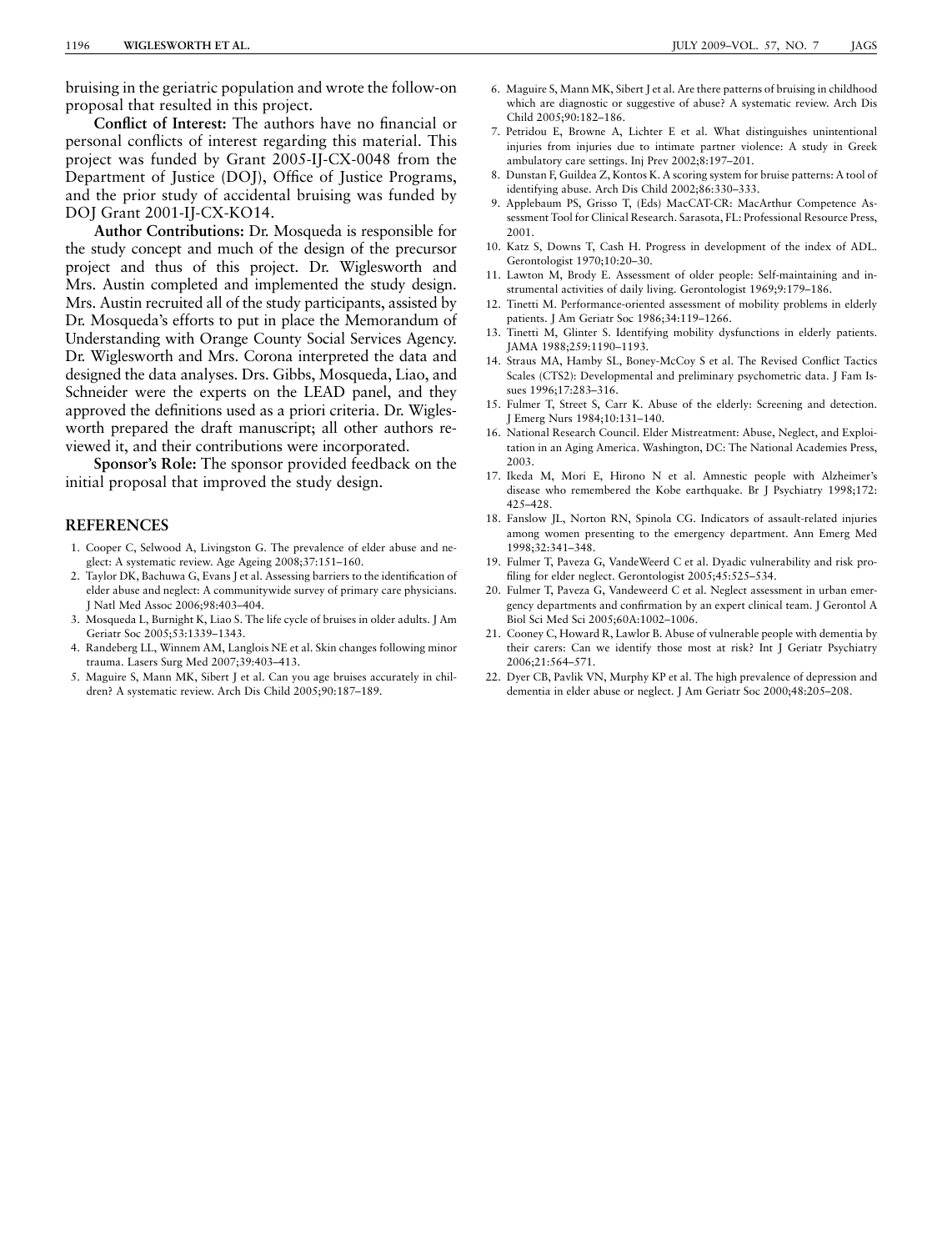bruising in the geriatric population and wrote the follow-on proposal that resulted in this project.

**Conflict of Interest:** The authors have no financial or personal conflicts of interest regarding this material. This project was funded by Grant 2005-IJ-CX-0048 from the Department of Justice (DOJ), Office of Justice Programs, and the prior study of accidental bruising was funded by DOJ Grant 2001-IJ-CX-KO14.

**Author Contributions:** Dr. Mosqueda is responsible for the study concept and much of the design of the precursor project and thus of this project. Dr. Wiglesworth and Mrs. Austin completed and implemented the study design. Mrs. Austin recruited all of the study participants, assisted by Dr. Mosqueda's efforts to put in place the Memorandum of Understanding with Orange County Social Services Agency. Dr. Wiglesworth and Mrs. Corona interpreted the data and designed the data analyses. Drs. Gibbs, Mosqueda, Liao, and Schneider were the experts on the LEAD panel, and they approved the definitions used as a priori criteria. Dr. Wiglesworth prepared the draft manuscript; all other authors reviewed it, and their contributions were incorporated.

**Sponsor's Role:** The sponsor provided feedback on the initial proposal that improved the study design.

## REFERENCES

1. Cooper C, Selwood A, Livingston G. The prevalence of elder abuse and neglect: A systematic review. Age Ageing 2008;37:151–160.
2. Taylor DK, Bachuwa G, Evans J et al. Assessing barriers to the identification of elder abuse and neglect: A communitywide survey of primary care physicians. J Natl Med Assoc 2006;98:403–404.
3. Mosqueda L, Burnight K, Liao S. The life cycle of bruises in older adults. J Am Geriatr Soc 2005;53:1339–1343.
4. Randeberg LL, Winnem AM, Langlois NE et al. Skin changes following minor trauma. Lasers Surg Med 2007;39:403–413.
5. Maguire S, Mann MK, Sibert J et al. Can you age bruises accurately in children? A systematic review. Arch Dis Child 2005;90:187–189.
6. Maguire S, Mann MK, Sibert J et al. Are there patterns of bruising in childhood which are diagnostic or suggestive of abuse? A systematic review. Arch Dis Child 2005;90:182–186.
7. Petridou E, Browne A, Lichter E et al. What distinguishes unintentional injuries from injuries due to intimate partner violence: A study in Greek ambulatory care settings. Inj Prev 2002;8:197–201.
8. Dunstan F, Guildea Z, Kontos K. A scoring system for bruise patterns: A tool of identifying abuse. Arch Dis Child 2002;86:330–333.
9. Applebaum PS, Grisso T, (Eds) MacCAT-CR: MacArthur Competence Assessment Tool for Clinical Research. Sarasota, FL: Professional Resource Press, 2001.
10. Katz S, Downs T, Cash H. Progress in development of the index of ADL. Gerontologist 1970;10:20–30.
11. Lawton M, Brody E. Assessment of older people: Self-maintaining and instrumental activities of daily living. Gerontologist 1969;9:179–186.
12. Tinetti M. Performance-oriented assessment of mobility problems in elderly patients. J Am Geriatr Soc 1986;34:119–1266.
13. Tinetti M, Glinter S. Identifying mobility dysfunctions in elderly patients. JAMA 1988;259:1190–1193.
14. Straus MA, Hamby SL, Boney-McCoy S et al. The Revised Conflict Tactics Scales (CTS2): Developmental and preliminary psychometric data. J Fam Issues 1996;17:283–316.
15. Fulmer T, Street S, Carr K. Abuse of the elderly: Screening and detection. J Emerg Nurs 1984;10:131–140.
16. National Research Council. Elder Mistreatment: Abuse, Neglect, and Exploitation in an Aging America. Washington, DC: The National Academies Press, 2003.
17. Ikeda M, Mori E, Hirono N et al. Amnestic people with Alzheimer's disease who remembered the Kobe earthquake. Br J Psychiatry 1998;172: 425–428.
18. Fanslow JL, Norton RN, Spinola CG. Indicators of assault-related injuries among women presenting to the emergency department. Ann Emerg Med 1998;32:341–348.
19. Fulmer T, Paveza G, VandeWeerd C et al. Dyadic vulnerability and risk profiling for elder neglect. Gerontologist 2005;45:525–534.
20. Fulmer T, Paveza G, Vandeweerd C et al. Neglect assessment in urban emergency departments and confirmation by an expert clinical team. J Gerontol A Biol Sci Med Sci 2005;60A:1002–1006.
21. Cooney C, Howard R, Lawlor B. Abuse of vulnerable people with dementia by their carers: Can we identify those most at risk? Int J Geriatr Psychiatry 2006;21:564–571.
22. Dyer CB, Pavlik VN, Murphy KP et al. The high prevalence of depression and dementia in elder abuse or neglect. J Am Geriatr Soc 2000;48:205–208.